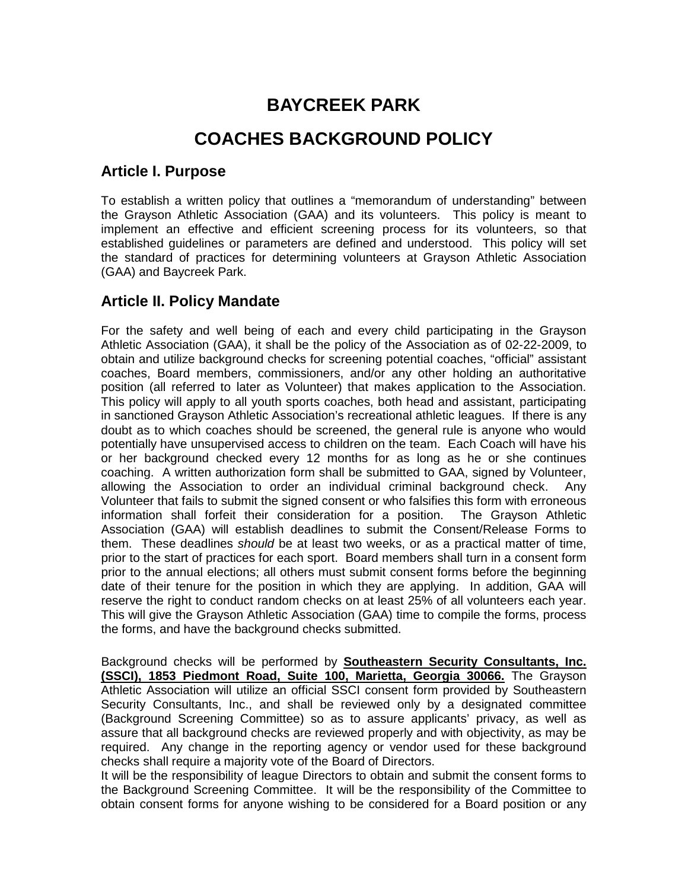# BAYCREEK PARK

# COACHES BACKGROUND POLICY

## Article I. Purpose

To establish a written policy that outlines a "memorandum of understanding" between the Grayson Athletic Association (GAA) and its volunteers. This policy is meant to implement an effective and efficient screening process for its volunteers, so that established guidelines or parameters are defined and understood. This policy will set the standard of practices for determining volunteers at Grayson Athletic Association (GAA) and Baycreek Park.

## Article II. Policy Mandate

For the safety and well being of each and every child participating in the Grayson Athletic Association (GAA), it shall be the policy of the Association as of 02-22-2009, to obtain and utilize background checks for screening potential coaches, "official" assistant coaches, Board members, commissioners, and/or any other holding an authoritative position (all referred to later as Volunteer) that makes application to the Association. This policy will apply to all youth sports coaches, both head and assistant, participating in sanctioned Grayson Athletic Association's recreational athletic leagues. If there is any doubt as to which coaches should be screened, the general rule is anyone who would potentially have unsupervised access to children on the team. Each Coach will have his or her background checked every 12 months for as long as he or she continues coaching. A written authorization form shall be submitted to GAA, signed by Volunteer, allowing the Association to order an individual criminal background check. Any Volunteer that fails to submit the signed consent or who falsifies this form with erroneous information shall forfeit their consideration for a position. The Grayson Athletic Association (GAA) will establish deadlines to submit the Consent/Release Forms to them. These deadlines *should* be at least two weeks, or as a practical matter of time, prior to the start of practices for each sport. Board members shall turn in a consent form prior to the annual elections; all others must submit consent forms before the beginning date of their tenure for the position in which they are applying. In addition, GAA will reserve the right to conduct random checks on at least 25% of all volunteers each year. This will give the Grayson Athletic Association (GAA) time to compile the forms, process the forms, and have the background checks submitted.

Background checks will be performed by **Southeastern Security Consultants, Inc. (SSCI), 1853 Piedmont Road, Suite 100, Marietta, Georgia 30066.** The Grayson Athletic Association will utilize an official SSCI consent form provided by Southeastern Security Consultants, Inc., and shall be reviewed only by a designated committee (Background Screening Committee) so as to assure applicants' privacy, as well as assure that all background checks are reviewed properly and with objectivity, as may be required. Any change in the reporting agency or vendor used for these background checks shall require a majority vote of the Board of Directors.

It will be the responsibility of league Directors to obtain and submit the consent forms to the Background Screening Committee. It will be the responsibility of the Committee to obtain consent forms for anyone wishing to be considered for a Board position or any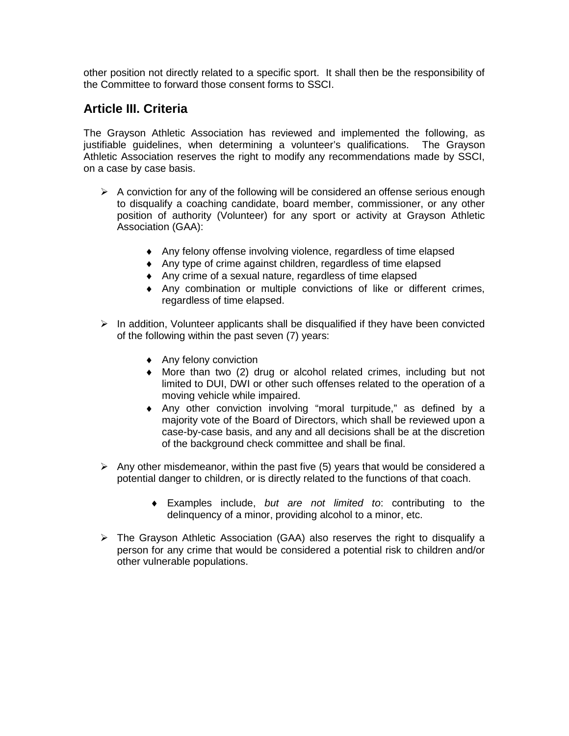other position not directly related to a specific sport. It shall then be the responsibility of the Committee to forward those consent forms to SSCI.

## Article III. Criteria

The Grayson Athletic Association has reviewed and implemented the following, as justifiable guidelines, when determining a volunteer's qualifications. The Grayson Athletic Association reserves the right to modify any recommendations made by SSCI, on a case by case basis.

- A conviction for any of the following will be considered an offense serious enough to disqualify a coaching candidate, board member, commissioner, or any other position of authority (Volunteer) for any sport or activity at Grayson Athletic Association (GAA):

    - Any felony offense involving violence, regardless of time elapsed
    - Any type of crime against children, regardless of time elapsed
    - Any crime of a sexual nature, regardless of time elapsed
    - Any combination or multiple convictions of like or different crimes, regardless of time elapsed.

- In addition, Volunteer applicants shall be disqualified if they have been convicted of the following within the past seven (7) years:

    - Any felony conviction
    - More than two (2) drug or alcohol related crimes, including but not limited to DUI, DWI or other such offenses related to the operation of a moving vehicle while impaired.
    - Any other conviction involving "moral turpitude," as defined by a majority vote of the Board of Directors, which shall be reviewed upon a case-by-case basis, and any and all decisions shall be at the discretion of the background check committee and shall be final.

- Any other misdemeanor, within the past five (5) years that would be considered a potential danger to children, or is directly related to the functions of that coach.

    - Examples include, *but are not limited to*: contributing to the delinquency of a minor, providing alcohol to a minor, etc.

- The Grayson Athletic Association (GAA) also reserves the right to disqualify a person for any crime that would be considered a potential risk to children and/or other vulnerable populations.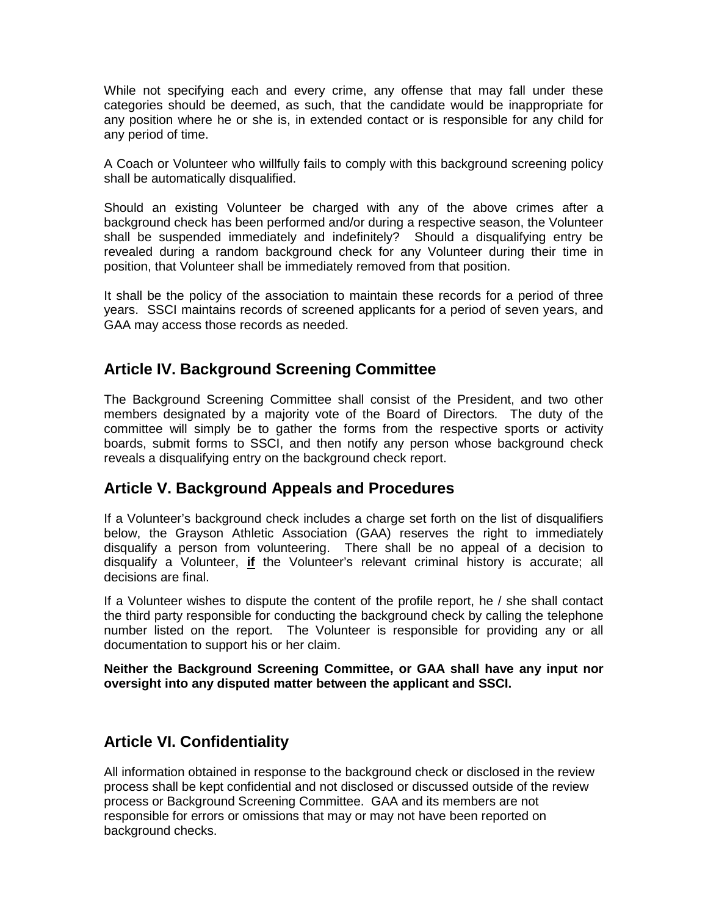While not specifying each and every crime, any offense that may fall under these categories should be deemed, as such, that the candidate would be inappropriate for any position where he or she is, in extended contact or is responsible for any child for any period of time.

A Coach or Volunteer who willfully fails to comply with this background screening policy shall be automatically disqualified.

Should an existing Volunteer be charged with any of the above crimes after a background check has been performed and/or during a respective season, the Volunteer shall be suspended immediately and indefinitely? Should a disqualifying entry be revealed during a random background check for any Volunteer during their time in position, that Volunteer shall be immediately removed from that position.

It shall be the policy of the association to maintain these records for a period of three years. SSCI maintains records of screened applicants for a period of seven years, and GAA may access those records as needed.

## Article IV. Background Screening Committee

The Background Screening Committee shall consist of the President, and two other members designated by a majority vote of the Board of Directors. The duty of the committee will simply be to gather the forms from the respective sports or activity boards, submit forms to SSCI, and then notify any person whose background check reveals a disqualifying entry on the background check report.

## Article V. Background Appeals and Procedures

If a Volunteer's background check includes a charge set forth on the list of disqualifiers below, the Grayson Athletic Association (GAA) reserves the right to immediately disqualify a person from volunteering. There shall be no appeal of a decision to disqualify a Volunteer, <u>**if**</u> the Volunteer's relevant criminal history is accurate; all decisions are final.

If a Volunteer wishes to dispute the content of the profile report, he / she shall contact the third party responsible for conducting the background check by calling the telephone number listed on the report. The Volunteer is responsible for providing any or all documentation to support his or her claim.

**Neither the Background Screening Committee, or GAA shall have any input nor oversight into any disputed matter between the applicant and SSCI.**

## Article VI. Confidentiality

All information obtained in response to the background check or disclosed in the review process shall be kept confidential and not disclosed or discussed outside of the review process or Background Screening Committee. GAA and its members are not responsible for errors or omissions that may or may not have been reported on background checks.